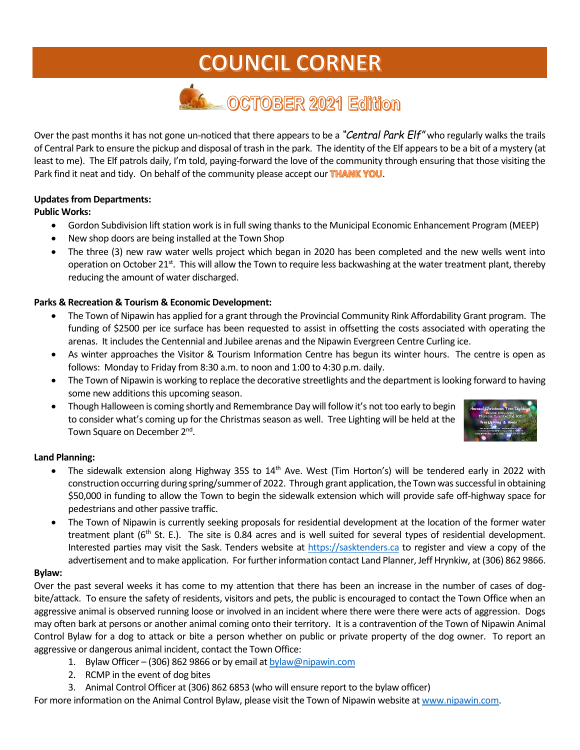# COUNCIL CORNER

## OCTOBER 2021 Edition

Over the past months it has not gone un-noticed that there appears to be a *"Central Park Elf"* who regularly walks the trails of Central Park to ensure the pickup and disposal of trash in the park. The identity of the Elf appears to be a bit of a mystery (at least to me). The Elf patrols daily, I'm told, paying-forward the love of the community through ensuring that those visiting the Park find it neat and tidy. On behalf of the community please accept our **THANK YOU**.

**Updates from Departments:**

**Public Works:**

- Gordon Subdivision lift station work is in full swing thanks to the Municipal Economic Enhancement Program (MEEP)
- New shop doors are being installed at the Town Shop
- The three (3) new raw water wells project which began in 2020 has been completed and the new wells went into operation on October 21st. This will allow the Town to require less backwashing at the water treatment plant, thereby reducing the amount of water discharged.

**Parks & Recreation & Tourism & Economic Development:**

- The Town of Nipawin has applied for a grant through the Provincial Community Rink Affordability Grant program. The funding of $2500 per ice surface has been requested to assist in offsetting the costs associated with operating the arenas. It includes the Centennial and Jubilee arenas and the Nipawin Evergreen Centre Curling ice.
- As winter approaches the Visitor & Tourism Information Centre has begun its winter hours. The centre is open as follows: Monday to Friday from 8:30 a.m. to noon and 1:00 to 4:30 p.m. daily.
- The Town of Nipawin is working to replace the decorative streetlights and the department is looking forward to having some new additions this upcoming season.
- Though Halloween is coming shortly and Remembrance Day will follow it's not too early to begin to consider what's coming up for the Christmas season as well. Tree Lighting will be held at the Town Square on December 2nd.

**Land Planning:**

- The sidewalk extension along Highway 35S to 14th Ave. West (Tim Horton's) will be tendered early in 2022 with construction occurring during spring/summer of 2022. Through grant application, the Town was successful in obtaining $50,000 in funding to allow the Town to begin the sidewalk extension which will provide safe off-highway space for pedestrians and other passive traffic.
- The Town of Nipawin is currently seeking proposals for residential development at the location of the former water treatment plant (6th St. E.). The site is 0.84 acres and is well suited for several types of residential development. Interested parties may visit the Sask. Tenders website at https://sasktenders.ca to register and view a copy of the advertisement and to make application. For further information contact Land Planner, Jeff Hrynkiw, at (306) 862 9866.

**Bylaw:**

Over the past several weeks it has come to my attention that there has been an increase in the number of cases of dog-bite/attack. To ensure the safety of residents, visitors and pets, the public is encouraged to contact the Town Office when an aggressive animal is observed running loose or involved in an incident where there were there were acts of aggression. Dogs may often bark at persons or another animal coming onto their territory. It is a contravention of the Town of Nipawin Animal Control Bylaw for a dog to attack or bite a person whether on public or private property of the dog owner. To report an aggressive or dangerous animal incident, contact the Town Office:

1. Bylaw Officer – (306) 862 9866 or by email at bylaw@nipawin.com
2. RCMP in the event of dog bites
3. Animal Control Officer at (306) 862 6853 (who will ensure report to the bylaw officer)

For more information on the Animal Control Bylaw, please visit the Town of Nipawin website at www.nipawin.com.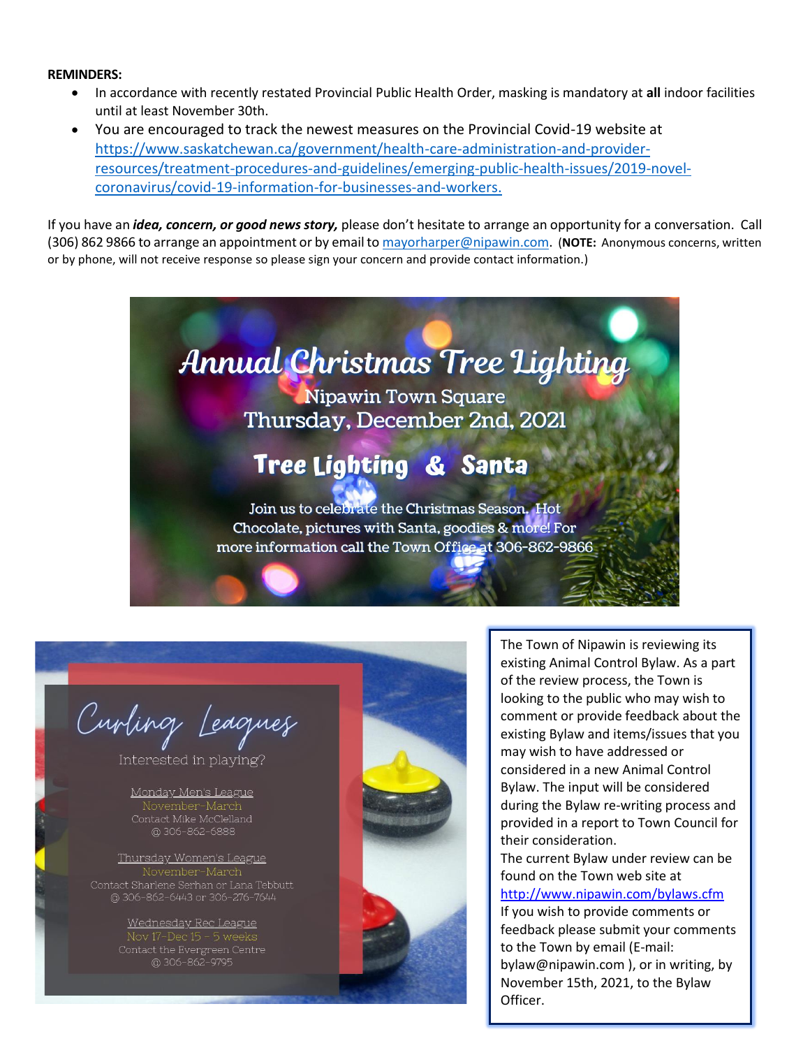**REMINDERS:**

- In accordance with recently restated Provincial Public Health Order, masking is mandatory at **all** indoor facilities until at least November 30th.
- You are encouraged to track the newest measures on the Provincial Covid-19 website at https://www.saskatchewan.ca/government/health-care-administration-and-provider-resources/treatment-procedures-and-guidelines/emerging-public-health-issues/2019-novel-coronavirus/covid-19-information-for-businesses-and-workers.

If you have an ***idea, concern, or good news story,*** please don't hesitate to arrange an opportunity for a conversation. Call (306) 862 9866 to arrange an appointment or by email to mayorharper@nipawin.com. (**NOTE:** Anonymous concerns, written or by phone, will not receive response so please sign your concern and provide contact information.)

## Annual Christmas Tree Lighting

Nipawin Town Square
Thursday, December 2nd, 2021

### Tree Lighting & Santa

Join us to celebrate the Christmas Season. Hot Chocolate, pictures with Santa, goodies & more! For more information call the Town Office at 306-862-9866

## Curling Leagues

Interested in playing?

Monday Men's League
November-March
Contact Mike McClelland
@ 306-862-6888

Thursday Women's League
November-March
Contact Sharlene Serhan or Lana Tebbutt
@ 306-862-6443 or 306-276-7644

Wednesday Rec League
Nov 17-Dec 15 – 5 weeks
Contact the Evergreen Centre
@ 306-862-9795

The Town of Nipawin is reviewing its existing Animal Control Bylaw. As a part of the review process, the Town is looking to the public who may wish to comment or provide feedback about the existing Bylaw and items/issues that you may wish to have addressed or considered in a new Animal Control Bylaw. The input will be considered during the Bylaw re-writing process and provided in a report to Town Council for their consideration.
The current Bylaw under review can be found on the Town web site at http://www.nipawin.com/bylaws.cfm
If you wish to provide comments or feedback please submit your comments to the Town by email (E-mail: bylaw@nipawin.com ), or in writing, by November 15th, 2021, to the Bylaw Officer.